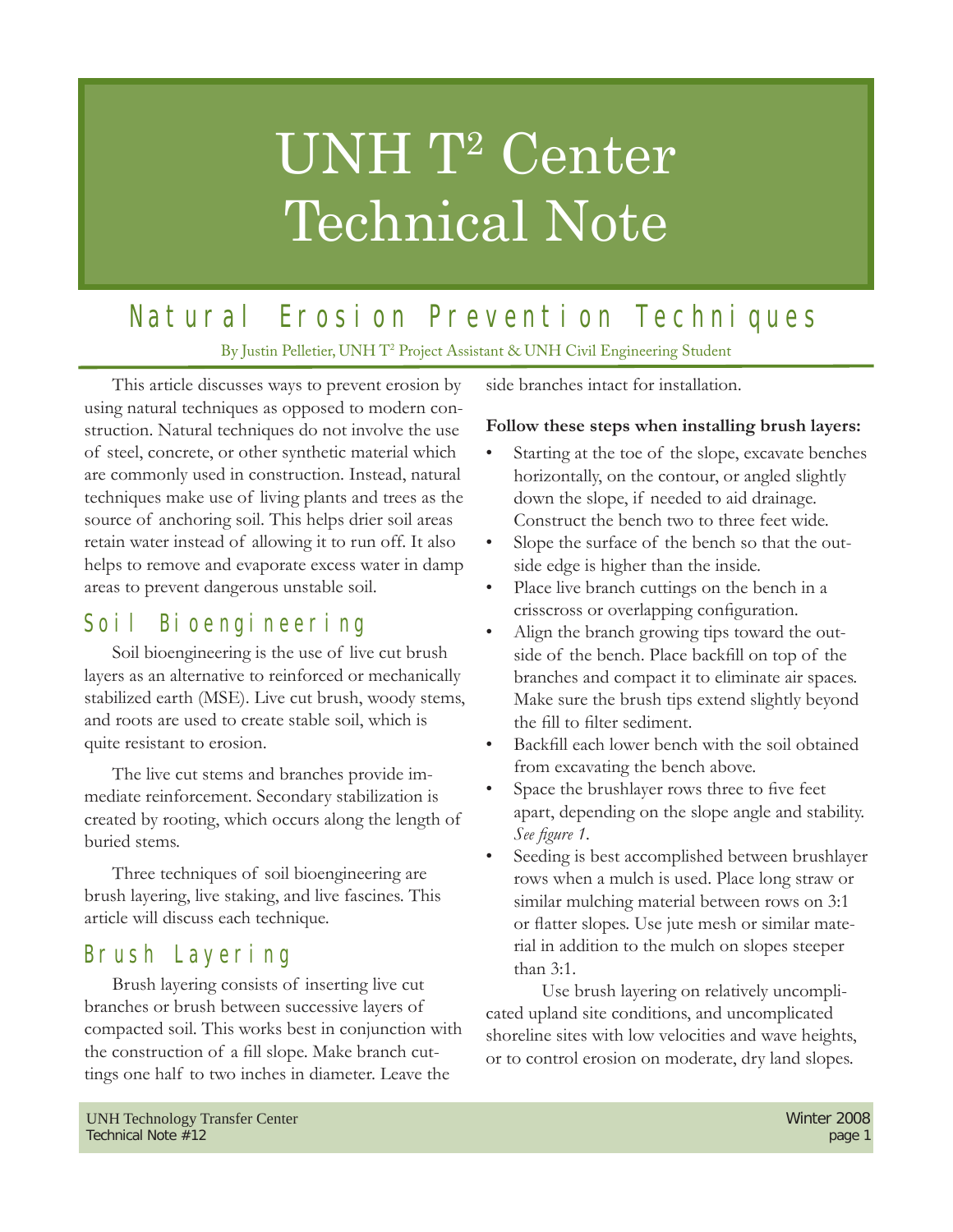# UNH T² Center Technical Note

## Natural Erosion Prevention Techniques

By Justin Pelletier, UNH T² Project Assistant & UNH Civil Engineering Student

This article discusses ways to prevent erosion by using natural techniques as opposed to modern construction. Natural techniques do not involve the use of steel, concrete, or other synthetic material which are commonly used in construction. Instead, natural techniques make use of living plants and trees as the source of anchoring soil. This helps drier soil areas retain water instead of allowing it to run off. It also helps to remove and evaporate excess water in damp areas to prevent dangerous unstable soil.

## Soil Bioengineering

Soil bioengineering is the use of live cut brush layers as an alternative to reinforced or mechanically stabilized earth (MSE). Live cut brush, woody stems, and roots are used to create stable soil, which is quite resistant to erosion.

The live cut stems and branches provide immediate reinforcement. Secondary stabilization is created by rooting, which occurs along the length of buried stems.

Three techniques of soil bioengineering are brush layering, live staking, and live fascines. This article will discuss each technique.

## Brush Layering

Brush layering consists of inserting live cut branches or brush between successive layers of compacted soil. This works best in conjunction with the construction of a fill slope. Make branch cuttings one half to two inches in diameter. Leave the side branches intact for installation.

**Follow these steps when installing brush layers:**

- Starting at the toe of the slope, excavate benches horizontally, on the contour, or angled slightly down the slope, if needed to aid drainage. Construct the bench two to three feet wide.
- Slope the surface of the bench so that the outside edge is higher than the inside.
- Place live branch cuttings on the bench in a crisscross or overlapping configuration.
- Align the branch growing tips toward the outside of the bench. Place backfill on top of the branches and compact it to eliminate air spaces. Make sure the brush tips extend slightly beyond the fill to filter sediment.
- Backfill each lower bench with the soil obtained from excavating the bench above.
- Space the brushlayer rows three to five feet apart, depending on the slope angle and stability. *See figure 1.*
- Seeding is best accomplished between brushlayer rows when a mulch is used. Place long straw or similar mulching material between rows on 3:1 or flatter slopes. Use jute mesh or similar material in addition to the mulch on slopes steeper than 3:1.

Use brush layering on relatively uncomplicated upland site conditions, and uncomplicated shoreline sites with low velocities and wave heights, or to control erosion on moderate, dry land slopes.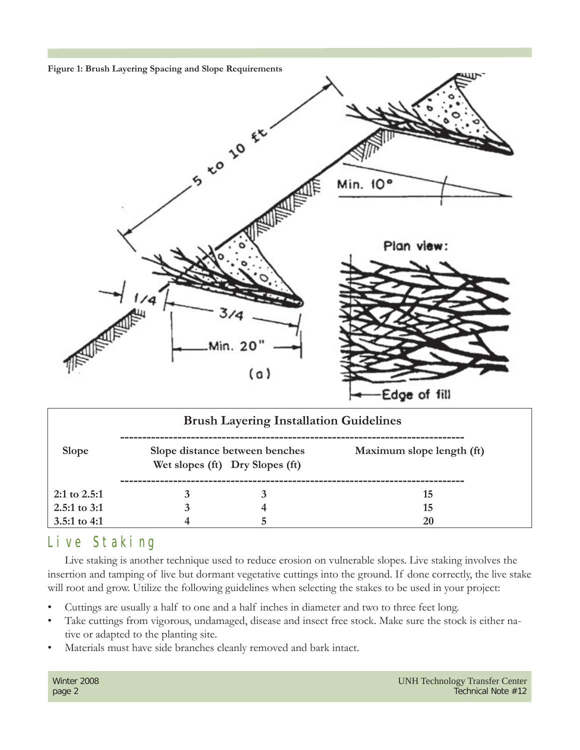**Figure 1: Brush Layering Spacing and Slope Requirements**

**Brush Layering Installation Guidelines**

| Slope | Slope distance between benches | | Maximum slope length (ft) |
|---|---|---|---|
| | Wet slopes (ft) | Dry Slopes (ft) | |
| 2:1 to 2.5:1 | 3 | 3 | 15 |
| 2.5:1 to 3:1 | 3 | 4 | 15 |
| 3.5:1 to 4:1 | 4 | 5 | 20 |

## Live Staking

Live staking is another technique used to reduce erosion on vulnerable slopes. Live staking involves the insertion and tamping of live but dormant vegetative cuttings into the ground. If done correctly, the live stake will root and grow. Utilize the following guidelines when selecting the stakes to be used in your project:

- Cuttings are usually a half to one and a half inches in diameter and two to three feet long.
- Take cuttings from vigorous, undamaged, disease and insect free stock. Make sure the stock is either native or adapted to the planting site.
- Materials must have side branches cleanly removed and bark intact.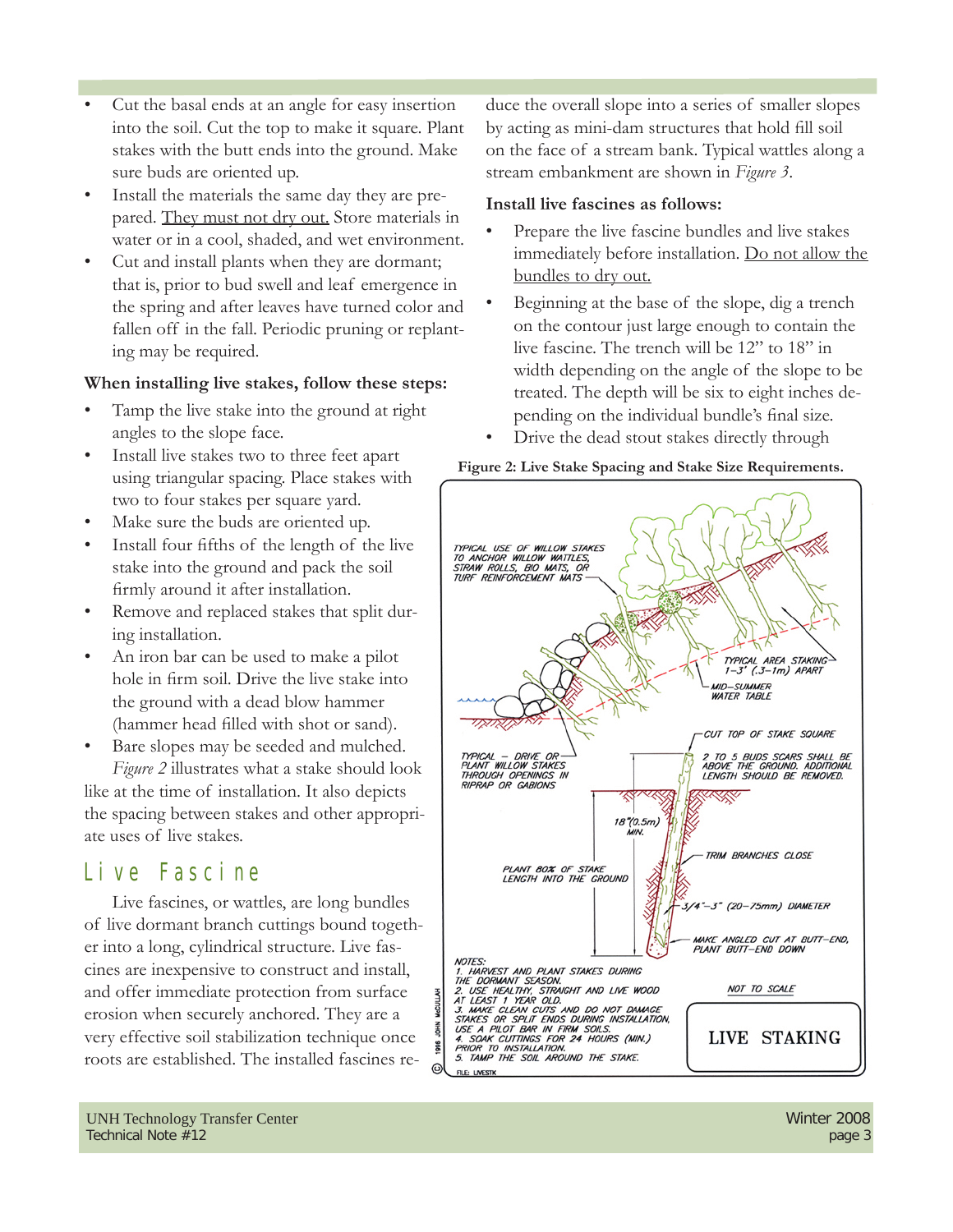- Cut the basal ends at an angle for easy insertion into the soil. Cut the top to make it square. Plant stakes with the butt ends into the ground. Make sure buds are oriented up.
- Install the materials the same day they are prepared. <u>They must not dry out.</u> Store materials in water or in a cool, shaded, and wet environment.
- Cut and install plants when they are dormant; that is, prior to bud swell and leaf emergence in the spring and after leaves have turned color and fallen off in the fall. Periodic pruning or replanting may be required.

**When installing live stakes, follow these steps:**

- Tamp the live stake into the ground at right angles to the slope face.
- Install live stakes two to three feet apart using triangular spacing. Place stakes with two to four stakes per square yard.
- Make sure the buds are oriented up.
- Install four fifths of the length of the live stake into the ground and pack the soil firmly around it after installation.
- Remove and replaced stakes that split during installation.
- An iron bar can be used to make a pilot hole in firm soil. Drive the live stake into the ground with a dead blow hammer (hammer head filled with shot or sand).
- Bare slopes may be seeded and mulched.

*Figure 2* illustrates what a stake should look like at the time of installation. It also depicts the spacing between stakes and other appropriate uses of live stakes.

## Live Fascine

Live fascines, or wattles, are long bundles of live dormant branch cuttings bound together into a long, cylindrical structure. Live fascines are inexpensive to construct and install, and offer immediate protection from surface erosion when securely anchored. They are a very effective soil stabilization technique once roots are established. The installed fascines reduce the overall slope into a series of smaller slopes by acting as mini-dam structures that hold fill soil on the face of a stream bank. Typical wattles along a stream embankment are shown in *Figure 3*.

**Install live fascines as follows:**

- Prepare the live fascine bundles and live stakes immediately before installation. <u>Do not allow the bundles to dry out.</u>
- Beginning at the base of the slope, dig a trench on the contour just large enough to contain the live fascine. The trench will be 12" to 18" in width depending on the angle of the slope to be treated. The depth will be six to eight inches depending on the individual bundle's final size.
- Drive the dead stout stakes directly through

**Figure 2: Live Stake Spacing and Stake Size Requirements.**

TYPICAL USE OF WILLOW STAKES TO ANCHOR WILLOW WATTLES, STRAW ROLLS, BIO MATS, OR TURF REINFORCEMENT MATS

TYPICAL AREA STAKING 1–3' (.3–1m) APART

MID–SUMMER WATER TABLE

TYPICAL – DRIVE OR PLANT WILLOW STAKES THROUGH OPENINGS IN RIPRAP OR GABIONS

CUT TOP OF STAKE SQUARE

2 TO 5 BUDS SCARS SHALL BE ABOVE THE GROUND. ADDITIONAL LENGTH SHOULD BE REMOVED.

18"(0.5m) MIN.

TRIM BRANCHES CLOSE

PLANT 80% OF STAKE LENGTH INTO THE GROUND

3/4"–3" (20–75mm) DIAMETER

MAKE ANGLED CUT AT BUTT–END, PLANT BUTT–END DOWN

NOTES:
1. HARVEST AND PLANT STAKES DURING THE DORMANT SEASON.
2. USE HEALTHY, STRAIGHT AND LIVE WOOD AT LEAST 1 YEAR OLD.
3. MAKE CLEAN CUTS AND DO NOT DAMAGE STAKES OR SPLIT ENDS DURING INSTALLATION. USE A PILOT BAR IN FIRM SOILS.
4. SOAK CUTTINGS FOR 24 HOURS (MIN.) PRIOR TO INSTALLATION.
5. TAMP THE SOIL AROUND THE STAKE.

NOT TO SCALE

LIVE STAKING

© 1996 JOHN McCULLAH

FILE: LIVESTK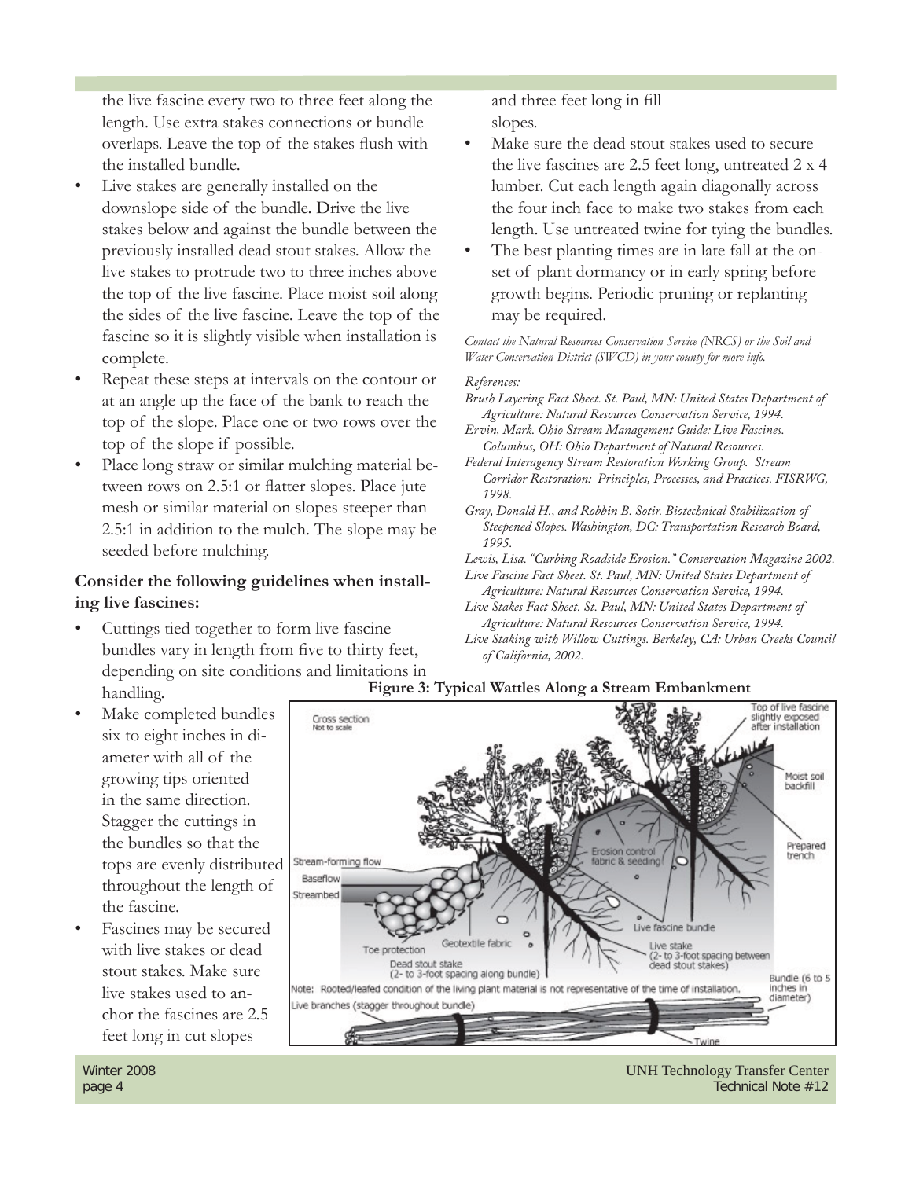the live fascine every two to three feet along the length. Use extra stakes connections or bundle overlaps. Leave the top of the stakes flush with the installed bundle.

- Live stakes are generally installed on the downslope side of the bundle. Drive the live stakes below and against the bundle between the previously installed dead stout stakes. Allow the live stakes to protrude two to three inches above the top of the live fascine. Place moist soil along the sides of the live fascine. Leave the top of the fascine so it is slightly visible when installation is complete.
- Repeat these steps at intervals on the contour or at an angle up the face of the bank to reach the top of the slope. Place one or two rows over the top of the slope if possible.
- Place long straw or similar mulching material between rows on 2.5:1 or flatter slopes. Place jute mesh or similar material on slopes steeper than 2.5:1 in addition to the mulch. The slope may be seeded before mulching.

**Consider the following guidelines when installing live fascines:**

- Cuttings tied together to form live fascine bundles vary in length from five to thirty feet, depending on site conditions and limitations in handling.
- Make completed bundles six to eight inches in diameter with all of the growing tips oriented in the same direction. Stagger the cuttings in the bundles so that the tops are evenly distributed throughout the length of the fascine.
- Fascines may be secured with live stakes or dead stout stakes. Make sure live stakes used to anchor the fascines are 2.5 feet long in cut slopes and three feet long in fill slopes.
- Make sure the dead stout stakes used to secure the live fascines are 2.5 feet long, untreated 2 x 4 lumber. Cut each length again diagonally across the four inch face to make two stakes from each length. Use untreated twine for tying the bundles.
- The best planting times are in late fall at the onset of plant dormancy or in early spring before growth begins. Periodic pruning or replanting may be required.

*Contact the Natural Resources Conservation Service (NRCS) or the Soil and Water Conservation District (SWCD) in your county for more info.*

*References:*

*Brush Layering Fact Sheet. St. Paul, MN: United States Department of Agriculture: Natural Resources Conservation Service, 1994.*

*Ervin, Mark. Ohio Stream Management Guide: Live Fascines. Columbus, OH: Ohio Department of Natural Resources.*

*Federal Interagency Stream Restoration Working Group. Stream Corridor Restoration: Principles, Processes, and Practices. FISRWG, 1998.*

*Gray, Donald H., and Robbin B. Sotir. Biotechnical Stabilization of Steepened Slopes. Washington, DC: Transportation Research Board, 1995.*

*Lewis, Lisa. "Curbing Roadside Erosion." Conservation Magazine 2002.*

*Live Fascine Fact Sheet. St. Paul, MN: United States Department of Agriculture: Natural Resources Conservation Service, 1994.*

*Live Stakes Fact Sheet. St. Paul, MN: United States Department of Agriculture: Natural Resources Conservation Service, 1994.*

*Live Staking with Willow Cuttings. Berkeley, CA: Urban Creeks Council of California, 2002.*

**Figure 3: Typical Wattles Along a Stream Embankment**

Cross section
Not to scale

Top of live fascine slightly exposed after installation

Moist soil backfill

Prepared trench

Erosion control fabric & seeding

Stream-forming flow

Baseflow

Streambed

Live fascine bundle

Geotextile fabric

Toe protection

Live stake (2- to 3-foot spacing between dead stout stakes)

Dead stout stake (2- to 3-foot spacing along bundle)

Note: Rooted/leafed condition of the living plant material is not representative of the time of installation.

Live branches (stagger throughout bundle)

Bundle (6 to 5 inches in diameter)

Twine